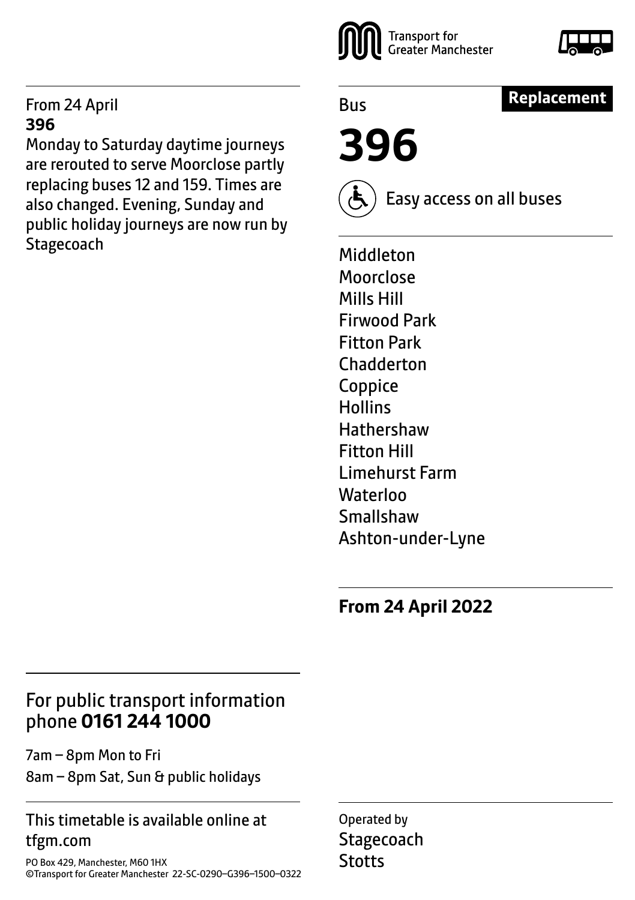Transport for Greater Manchester

Bus

**Replacement**

# 396

Easy access on all buses

Middleton
Moorclose
Mills Hill
Firwood Park
Fitton Park
Chadderton
Coppice
Hollins
Hathershaw
Fitton Hill
Limehurst Farm
Waterloo
Smallshaw
Ashton-under-Lyne

**From 24 April 2022**

From 24 April
**396**
Monday to Saturday daytime journeys are rerouted to serve Moorclose partly replacing buses 12 and 159. Times are also changed. Evening, Sunday and public holiday journeys are now run by Stagecoach

For public transport information phone **0161 244 1000**

7am – 8pm Mon to Fri
8am – 8pm Sat, Sun & public holidays

This timetable is available online at tfgm.com

PO Box 429, Manchester, M60 1HX
©Transport for Greater Manchester 22-SC-0290–G396–1500–0322

Operated by
Stagecoach
Stotts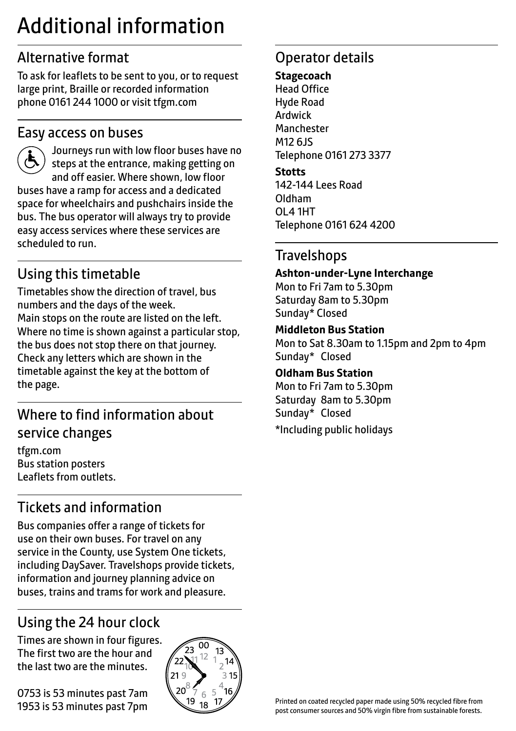# Additional information

## Alternative format

To ask for leaflets to be sent to you, or to request large print, Braille or recorded information phone 0161 244 1000 or visit tfgm.com

## Easy access on buses

Journeys run with low floor buses have no steps at the entrance, making getting on and off easier. Where shown, low floor buses have a ramp for access and a dedicated space for wheelchairs and pushchairs inside the bus. The bus operator will always try to provide easy access services where these services are scheduled to run.

## Using this timetable

Timetables show the direction of travel, bus numbers and the days of the week.
Main stops on the route are listed on the left. Where no time is shown against a particular stop, the bus does not stop there on that journey. Check any letters which are shown in the timetable against the key at the bottom of the page.

## Where to find information about service changes

tfgm.com
Bus station posters
Leaflets from outlets.

## Tickets and information

Bus companies offer a range of tickets for use on their own buses. For travel on any service in the County, use System One tickets, including DaySaver. Travelshops provide tickets, information and journey planning advice on buses, trains and trams for work and pleasure.

## Using the 24 hour clock

Times are shown in four figures. The first two are the hour and the last two are the minutes.

0753 is 53 minutes past 7am
1953 is 53 minutes past 7pm

## Operator details

**Stagecoach**
Head Office
Hyde Road
Ardwick
Manchester
M12 6JS
Telephone 0161 273 3377

**Stotts**
142-144 Lees Road
Oldham
OL4 1HT
Telephone 0161 624 4200

## Travelshops

**Ashton-under-Lyne Interchange**
Mon to Fri 7am to 5.30pm
Saturday 8am to 5.30pm
Sunday* Closed

**Middleton Bus Station**
Mon to Sat 8.30am to 1.15pm and 2pm to 4pm
Sunday* Closed

**Oldham Bus Station**
Mon to Fri 7am to 5.30pm
Saturday 8am to 5.30pm
Sunday* Closed

*Including public holidays

Printed on coated recycled paper made using 50% recycled fibre from post consumer sources and 50% virgin fibre from sustainable forests.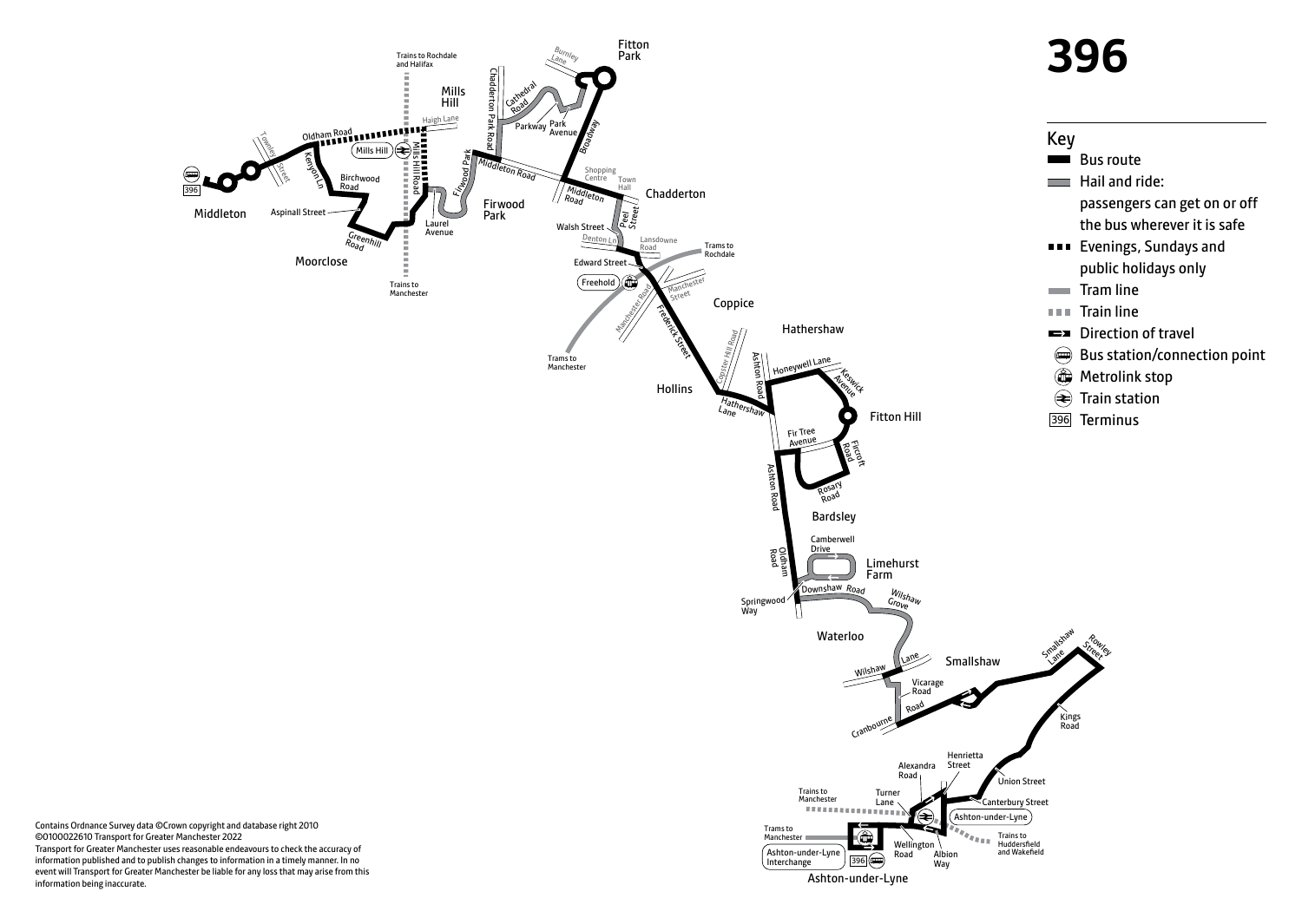# 396

## Key

- Bus route
- Hail and ride: passengers can get on or off the bus wherever it is safe
- Evenings, Sundays and public holidays only
- Tram line
- Train line
- Direction of travel
- Bus station/connection point
- Metrolink stop
- Train station
- 396 Terminus

Middleton, Moorclose, Mills Hill, Firwood Park, Fitton Park, Chadderton, Coppice, Hollins, Hathershaw, Fitton Hill, Bardsley, Limehurst Farm, Waterloo, Smallshaw, Ashton-under-Lyne

Trains to Rochdale and Halifax · Trains to Manchester · Trams to Rochdale · Trams to Manchester · Trains to Huddersfield and Wakefield

Mills Hill · Freehold · Ashton-under-Lyne · Ashton-under-Lyne Interchange

Oldham Road · Townley Street · Kenyon Ln · Birchwood Road · Aspinall Street · Greenhill Road · Haigh Lane · Mills Hill Road · Laurel Avenue · Firwood Park · Chadderton Park Road · Cathedral Road · Parkway · Park Avenue · Burnley Lane · Broadway · Middleton Road · Shopping Centre · Town Hall · Peel Street · Walsh Street · Denton Ln · Lansdowne Road · Edward Street · Manchester Street · Manchester Road · Frederick Street · Copster Hill Road · Ashton Road · Honeywell Lane · Keswick Avenue · Hathershaw Lane · Fir Tree Avenue · Fircroft Road · Rosary Road · Camberwell Drive · Oldham Road · Downshaw Road · Springwood Way · Wilshaw Grove · Wilshaw Lane · Vicarage Road · Cranbourne Road · Smallshaw Lane · Rowley Street · Kings Road · Henrietta Street · Union Street · Alexandra Road · Turner Lane · Canterbury Street · Wellington Road · Albion Way

Contains Ordnance Survey data ©Crown copyright and database right 2010
©0100022610 Transport for Greater Manchester 2022
Transport for Greater Manchester uses reasonable endeavours to check the accuracy of information published and to publish changes to information in a timely manner. In no event will Transport for Greater Manchester be liable for any loss that may arise from this information being inaccurate.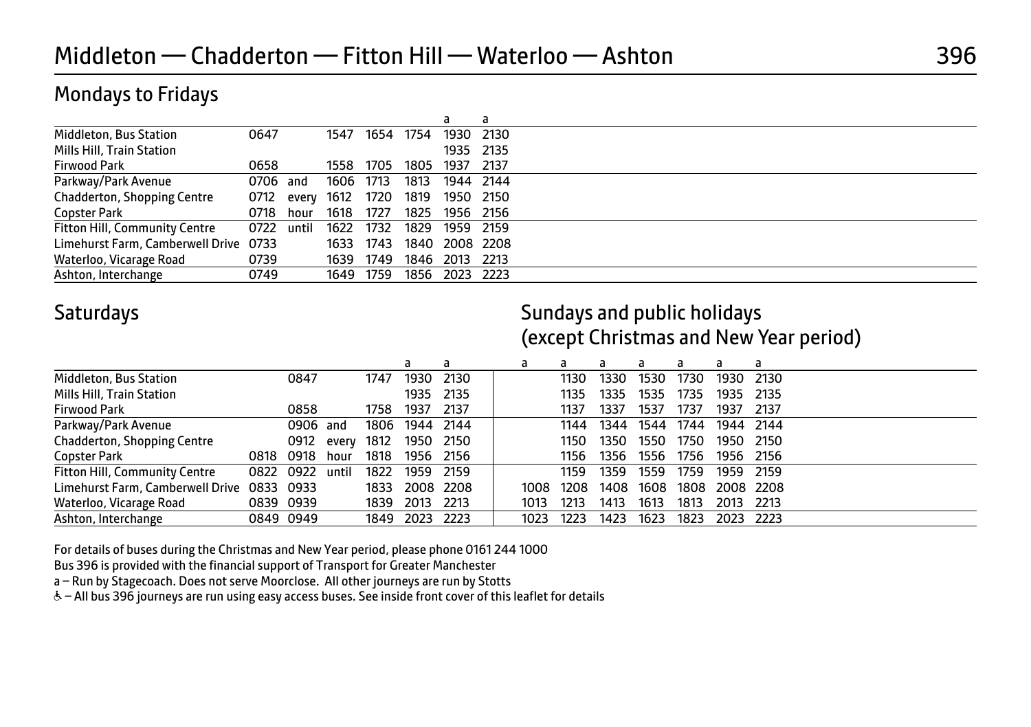# Middleton — Chadderton — Fitton Hill — Waterloo — Ashton 396

## Mondays to Fridays

| | | | | | | a | a |
|---|---|---|---|---|---|---|---|
| Middleton, Bus Station | 0647 | | 1547 | 1654 | 1754 | 1930 | 2130 |
| Mills Hill, Train Station | | | | | | 1935 | 2135 |
| Firwood Park | 0658 | | 1558 | 1705 | 1805 | 1937 | 2137 |
| Parkway/Park Avenue | 0706 | and | 1606 | 1713 | 1813 | 1944 | 2144 |
| Chadderton, Shopping Centre | 0712 | every | 1612 | 1720 | 1819 | 1950 | 2150 |
| Copster Park | 0718 | hour | 1618 | 1727 | 1825 | 1956 | 2156 |
| Fitton Hill, Community Centre | 0722 | until | 1622 | 1732 | 1829 | 1959 | 2159 |
| Limehurst Farm, Camberwell Drive | 0733 | | 1633 | 1743 | 1840 | 2008 | 2208 |
| Waterloo, Vicarage Road | 0739 | | 1639 | 1749 | 1846 | 2013 | 2213 |
| Ashton, Interchange | 0749 | | 1649 | 1759 | 1856 | 2023 | 2223 |

## Saturdays

| | | | | | a | a |
|---|---|---|---|---|---|---|
| Middleton, Bus Station | | 0847 | | 1747 | 1930 | 2130 |
| Mills Hill, Train Station | | | | | 1935 | 2135 |
| Firwood Park | | 0858 | | 1758 | 1937 | 2137 |
| Parkway/Park Avenue | | 0906 | and | 1806 | 1944 | 2144 |
| Chadderton, Shopping Centre | | 0912 | every | 1812 | 1950 | 2150 |
| Copster Park | 0818 | 0918 | hour | 1818 | 1956 | 2156 |
| Fitton Hill, Community Centre | 0822 | 0922 | until | 1822 | 1959 | 2159 |
| Limehurst Farm, Camberwell Drive | 0833 | 0933 | | 1833 | 2008 | 2208 |
| Waterloo, Vicarage Road | 0839 | 0939 | | 1839 | 2013 | 2213 |
| Ashton, Interchange | 0849 | 0949 | | 1849 | 2023 | 2223 |

## Sundays and public holidays (except Christmas and New Year period)

| | a | a | a | a | a | a | a |
|---|---|---|---|---|---|---|---|
| Middleton, Bus Station | | 1130 | 1330 | 1530 | 1730 | 1930 | 2130 |
| Mills Hill, Train Station | | 1135 | 1335 | 1535 | 1735 | 1935 | 2135 |
| Firwood Park | | 1137 | 1337 | 1537 | 1737 | 1937 | 2137 |
| Parkway/Park Avenue | | 1144 | 1344 | 1544 | 1744 | 1944 | 2144 |
| Chadderton, Shopping Centre | | 1150 | 1350 | 1550 | 1750 | 1950 | 2150 |
| Copster Park | | 1156 | 1356 | 1556 | 1756 | 1956 | 2156 |
| Fitton Hill, Community Centre | | 1159 | 1359 | 1559 | 1759 | 1959 | 2159 |
| Limehurst Farm, Camberwell Drive | 1008 | 1208 | 1408 | 1608 | 1808 | 2008 | 2208 |
| Waterloo, Vicarage Road | 1013 | 1213 | 1413 | 1613 | 1813 | 2013 | 2213 |
| Ashton, Interchange | 1023 | 1223 | 1423 | 1623 | 1823 | 2023 | 2223 |

For details of buses during the Christmas and New Year period, please phone 0161 244 1000

Bus 396 is provided with the financial support of Transport for Greater Manchester

a – Run by Stagecoach. Does not serve Moorclose. All other journeys are run by Stotts

♿ – All bus 396 journeys are run using easy access buses. See inside front cover of this leaflet for details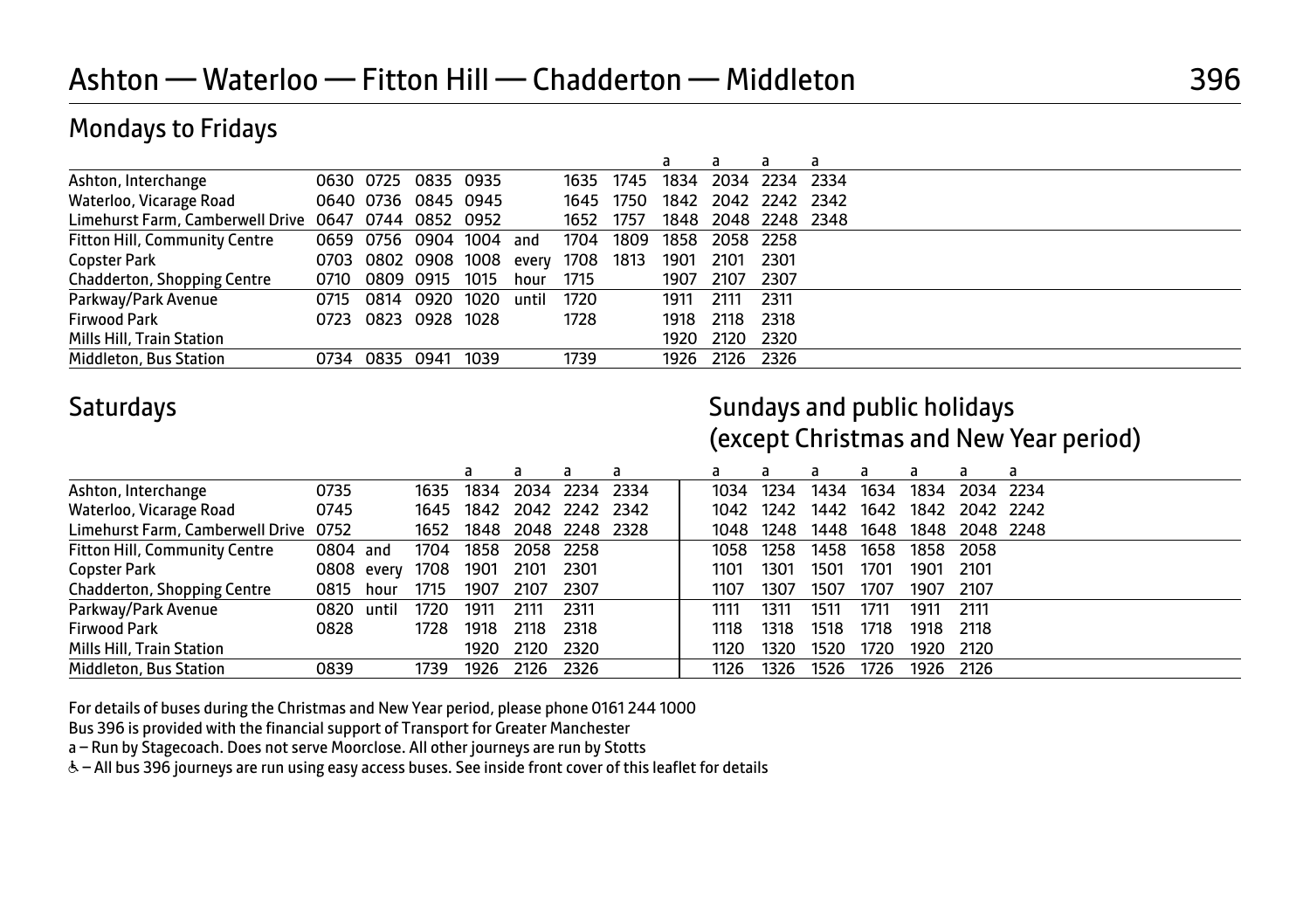# Ashton — Waterloo — Fitton Hill — Chadderton — Middleton 396

## Mondays to Fridays

| | | | | | | | | a | a | a | a |
|---|---|---|---|---|---|---|---|---|---|---|---|
| Ashton, Interchange | 0630 | 0725 | 0835 | 0935 | | 1635 | 1745 | 1834 | 2034 | 2234 | 2334 |
| Waterloo, Vicarage Road | 0640 | 0736 | 0845 | 0945 | | 1645 | 1750 | 1842 | 2042 | 2242 | 2342 |
| Limehurst Farm, Camberwell Drive | 0647 | 0744 | 0852 | 0952 | | 1652 | 1757 | 1848 | 2048 | 2248 | 2348 |
| Fitton Hill, Community Centre | 0659 | 0756 | 0904 | 1004 | and | 1704 | 1809 | 1858 | 2058 | 2258 | |
| Copster Park | 0703 | 0802 | 0908 | 1008 | every | 1708 | 1813 | 1901 | 2101 | 2301 | |
| Chadderton, Shopping Centre | 0710 | 0809 | 0915 | 1015 | hour | 1715 | | 1907 | 2107 | 2307 | |
| Parkway/Park Avenue | 0715 | 0814 | 0920 | 1020 | until | 1720 | | 1911 | 2111 | 2311 | |
| Firwood Park | 0723 | 0823 | 0928 | 1028 | | 1728 | | 1918 | 2118 | 2318 | |
| Mills Hill, Train Station | | | | | | | | 1920 | 2120 | 2320 | |
| Middleton, Bus Station | 0734 | 0835 | 0941 | 1039 | | 1739 | | 1926 | 2126 | 2326 | |

## Saturdays

| | | | | a | a | a | a |
|---|---|---|---|---|---|---|---|
| Ashton, Interchange | 0735 | | 1635 | 1834 | 2034 | 2234 | 2334 |
| Waterloo, Vicarage Road | 0745 | | 1645 | 1842 | 2042 | 2242 | 2342 |
| Limehurst Farm, Camberwell Drive | 0752 | | 1652 | 1848 | 2048 | 2248 | 2328 |
| Fitton Hill, Community Centre | 0804 | and | 1704 | 1858 | 2058 | 2258 | |
| Copster Park | 0808 | every | 1708 | 1901 | 2101 | 2301 | |
| Chadderton, Shopping Centre | 0815 | hour | 1715 | 1907 | 2107 | 2307 | |
| Parkway/Park Avenue | 0820 | until | 1720 | 1911 | 2111 | 2311 | |
| Firwood Park | 0828 | | 1728 | 1918 | 2118 | 2318 | |
| Mills Hill, Train Station | | | | 1920 | 2120 | 2320 | |
| Middleton, Bus Station | 0839 | | 1739 | 1926 | 2126 | 2326 | |

## Sundays and public holidays (except Christmas and New Year period)

| | a | a | a | a | a | a | a |
|---|---|---|---|---|---|---|---|
| Ashton, Interchange | 1034 | 1234 | 1434 | 1634 | 1834 | 2034 | 2234 |
| Waterloo, Vicarage Road | 1042 | 1242 | 1442 | 1642 | 1842 | 2042 | 2242 |
| Limehurst Farm, Camberwell Drive | 1048 | 1248 | 1448 | 1648 | 1848 | 2048 | 2248 |
| Fitton Hill, Community Centre | 1058 | 1258 | 1458 | 1658 | 1858 | 2058 | |
| Copster Park | 1101 | 1301 | 1501 | 1701 | 1901 | 2101 | |
| Chadderton, Shopping Centre | 1107 | 1307 | 1507 | 1707 | 1907 | 2107 | |
| Parkway/Park Avenue | 1111 | 1311 | 1511 | 1711 | 1911 | 2111 | |
| Firwood Park | 1118 | 1318 | 1518 | 1718 | 1918 | 2118 | |
| Mills Hill, Train Station | 1120 | 1320 | 1520 | 1720 | 1920 | 2120 | |
| Middleton, Bus Station | 1126 | 1326 | 1526 | 1726 | 1926 | 2126 | |

For details of buses during the Christmas and New Year period, please phone 0161 244 1000

Bus 396 is provided with the financial support of Transport for Greater Manchester

a – Run by Stagecoach. Does not serve Moorclose. All other journeys are run by Stotts

♿ – All bus 396 journeys are run using easy access buses. See inside front cover of this leaflet for details